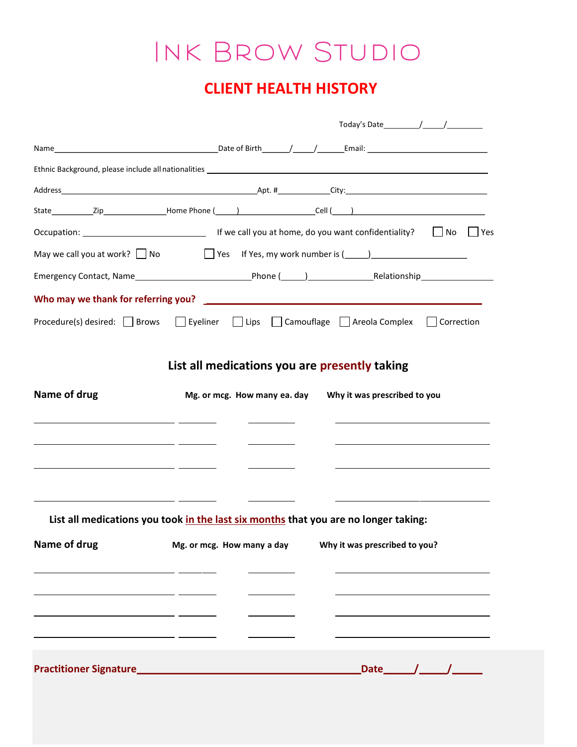# Ink Brow Studio

## CLIENT HEALTH HISTORY

Today's Date________/_____/________

Name_______________________________________Date of Birth______/_____/______Email: ___________________________

Ethnic Background, please include all nationalities ________________________________________________

Address_____________________________________________Apt. #___________City:_______________________________

State_________Zip______________Home Phone (_____)_________________Cell (_____)_____________________________

Occupation: ___________________________ If we call you at home, do you want confidentiality? ☐ No ☐ Yes

May we call you at work? ☐ No ☐ Yes If Yes, my work number is (_____)____________________

Emergency Contact, Name_________________________Phone (_____)______________Relationship________________

**Who may we thank for referring you?** ______________________________________________________

Procedure(s) desired: ☐ Brows ☐ Eyeliner ☐ Lips ☐ Camouflage ☐ Areola Complex ☐ Correction

### List all medications you are presently taking

| Name of drug | Mg. or mcg. | How many ea. day | Why it was prescribed to you |
|---|---|---|---|
| | | | |
| | | | |
| | | | |
| | | | |

### List all medications you took in the last six months that you are no longer taking:

| Name of drug | Mg. or mcg. | How many a day | Why it was prescribed to you? |
|---|---|---|---|
| | | | |
| | | | |
| | | | |
| | | | |

**Practitioner Signature**________________________________________**Date**_____/_____/_____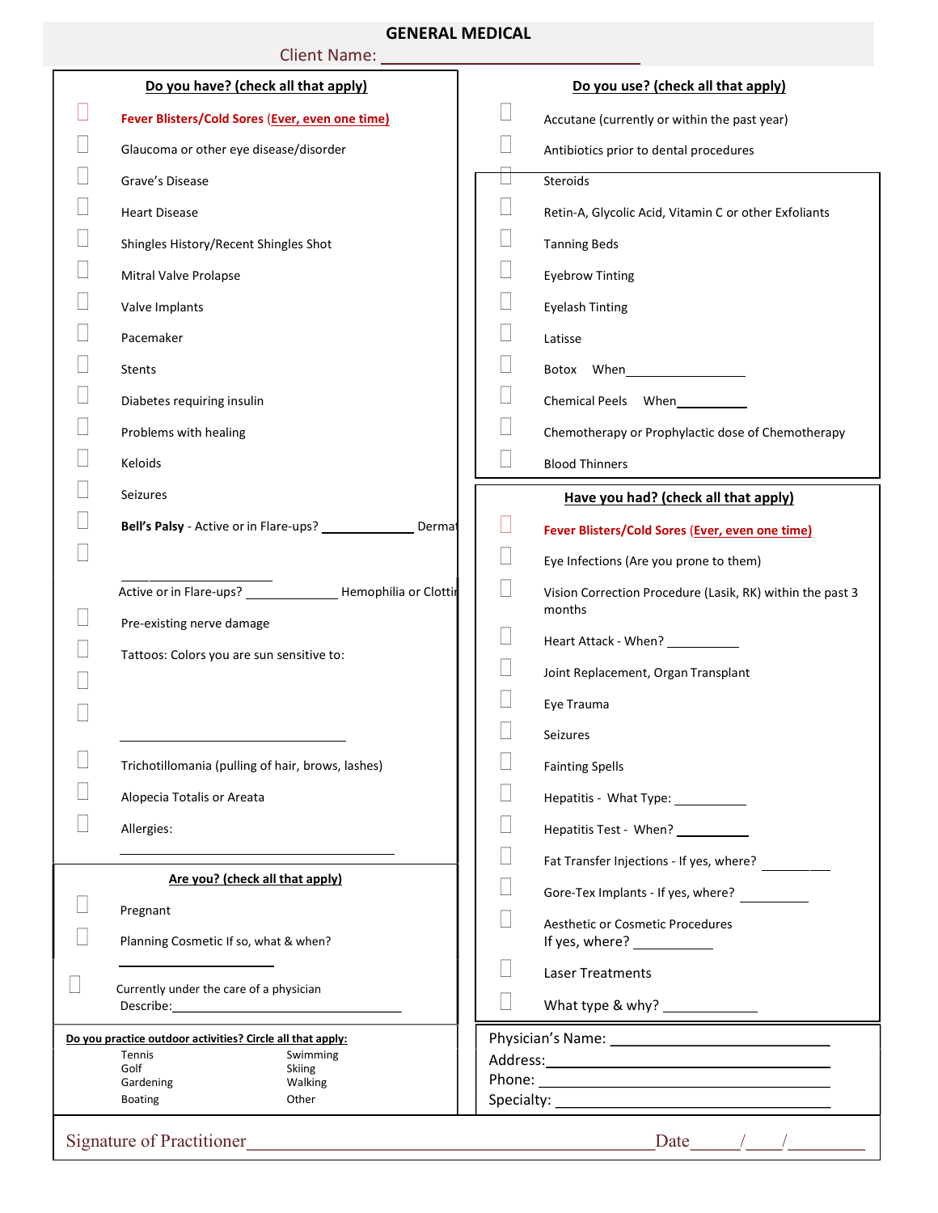# GENERAL MEDICAL

Client Name: ______________________________

## Do you have? (check all that apply)

- ☐ **Fever Blisters/Cold Sores (Ever, even one time)**
- ☐ Glaucoma or other eye disease/disorder
- ☐ Grave's Disease
- ☐ Heart Disease
- ☐ Shingles History/Recent Shingles Shot
- ☐ Mitral Valve Prolapse
- ☐ Valve Implants
- ☐ Pacemaker
- ☐ Stents
- ☐ Diabetes requiring insulin
- ☐ Problems with healing
- ☐ Keloids
- ☐ Seizures
- ☐ **Bell's Palsy** - Active or in Flare-ups? ____________ Dermat
- ☐ ____________________

  Active or in Flare-ups? ____________ Hemophilia or Clotti
- ☐ Pre-existing nerve damage
- ☐ Tattoos: Colors you are sun sensitive to:
- ☐
- ☐

  ______________________________
- ☐ Trichotillomania (pulling of hair, brows, lashes)
- ☐ Alopecia Totalis or Areata
- ☐ Allergies:

  ____________________________________

## Are you? (check all that apply)

- ☐ Pregnant
- ☐ Planning Cosmetic If so, what & when?

  ____________________
- ☐ Currently under the care of a physician

  Describe:______________________________

**Do you practice outdoor activities? Circle all that apply:**

| | |
|---|---|
| Tennis | Swimming |
| Golf | Skiing |
| Gardening | Walking |
| Boating | Other |

## Do you use? (check all that apply)

- ☐ Accutane (currently or within the past year)
- ☐ Antibiotics prior to dental procedures
- ☐ Steroids
- ☐ Retin-A, Glycolic Acid, Vitamin C or other Exfoliants
- ☐ Tanning Beds
- ☐ Eyebrow Tinting
- ☐ Eyelash Tinting
- ☐ Latisse
- ☐ Botox When________________
- ☐ Chemical Peels When__________
- ☐ Chemotherapy or Prophylactic dose of Chemotherapy
- ☐ Blood Thinners

## Have you had? (check all that apply)

- ☐ **Fever Blisters/Cold Sores (Ever, even one time)**
- ☐ Eye Infections (Are you prone to them)
- ☐ Vision Correction Procedure (Lasik, RK) within the past 3 months
- ☐ Heart Attack - When? __________
- ☐ Joint Replacement, Organ Transplant
- ☐ Eye Trauma
- ☐ Seizures
- ☐ Fainting Spells
- ☐ Hepatitis - What Type: __________
- ☐ Hepatitis Test - When? __________
- ☐ Fat Transfer Injections - If yes, where? __________
- ☐ Gore-Tex Implants - If yes, where? __________
- ☐ Aesthetic or Cosmetic Procedures

  If yes, where? __________
- ☐ Laser Treatments
- ☐ What type & why? ____________

Physician's Name: ______________________________

Address:______________________________

Phone: ______________________________

Specialty: ______________________________

Signature of Practitioner______________________________________________ Date_____/____/________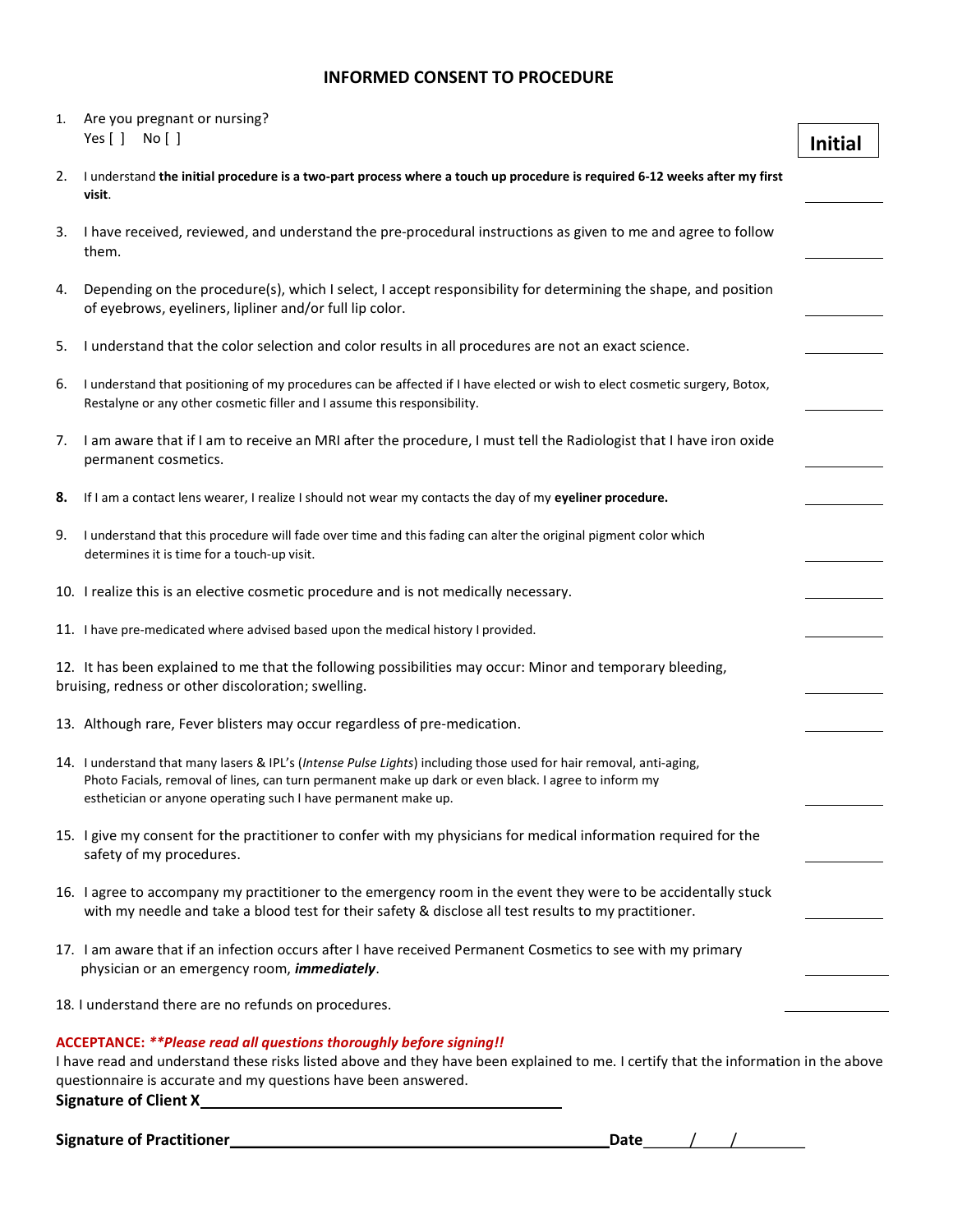# INFORMED CONSENT TO PROCEDURE

| | Initial |
|---|---|
| 1. Are you pregnant or nursing? Yes [ ] No [ ] | |
| 2. I understand **the initial procedure is a two-part process where a touch up procedure is required 6-12 weeks after my first visit**. | ________ |
| 3. I have received, reviewed, and understand the pre-procedural instructions as given to me and agree to follow them. | ________ |
| 4. Depending on the procedure(s), which I select, I accept responsibility for determining the shape, and position of eyebrows, eyeliners, lipliner and/or full lip color. | ________ |
| 5. I understand that the color selection and color results in all procedures are not an exact science. | ________ |
| 6. I understand that positioning of my procedures can be affected if I have elected or wish to elect cosmetic surgery, Botox, Restalyne or any other cosmetic filler and I assume this responsibility. | ________ |
| 7. I am aware that if I am to receive an MRI after the procedure, I must tell the Radiologist that I have iron oxide permanent cosmetics. | ________ |
| **8.** If I am a contact lens wearer, I realize I should not wear my contacts the day of my **eyeliner procedure.** | ________ |
| 9. I understand that this procedure will fade over time and this fading can alter the original pigment color which determines it is time for a touch-up visit. | ________ |
| 10. I realize this is an elective cosmetic procedure and is not medically necessary. | ________ |
| 11. I have pre-medicated where advised based upon the medical history I provided. | ________ |
| 12. It has been explained to me that the following possibilities may occur: Minor and temporary bleeding, bruising, redness or other discoloration; swelling. | ________ |
| 13. Although rare, Fever blisters may occur regardless of pre-medication. | ________ |
| 14. I understand that many lasers & IPL's (*Intense Pulse Lights*) including those used for hair removal, anti-aging, Photo Facials, removal of lines, can turn permanent make up dark or even black. I agree to inform my esthetician or anyone operating such I have permanent make up. | ________ |
| 15. I give my consent for the practitioner to confer with my physicians for medical information required for the safety of my procedures. | ________ |
| 16. I agree to accompany my practitioner to the emergency room in the event they were to be accidentally stuck with my needle and take a blood test for their safety & disclose all test results to my practitioner. | ________ |
| 17. I am aware that if an infection occurs after I have received Permanent Cosmetics to see with my primary physician or an emergency room, ***immediately***. | ________ |
| 18. I understand there are no refunds on procedures. | ________ |

**ACCEPTANCE:** ***\*\*Please read all questions thoroughly before signing!!***

I have read and understand these risks listed above and they have been explained to me. I certify that the information in the above questionnaire is accurate and my questions have been answered.

**Signature of Client X**________________________________________

**Signature of Practitioner**________________________________________ **Date**_____/_____/_________